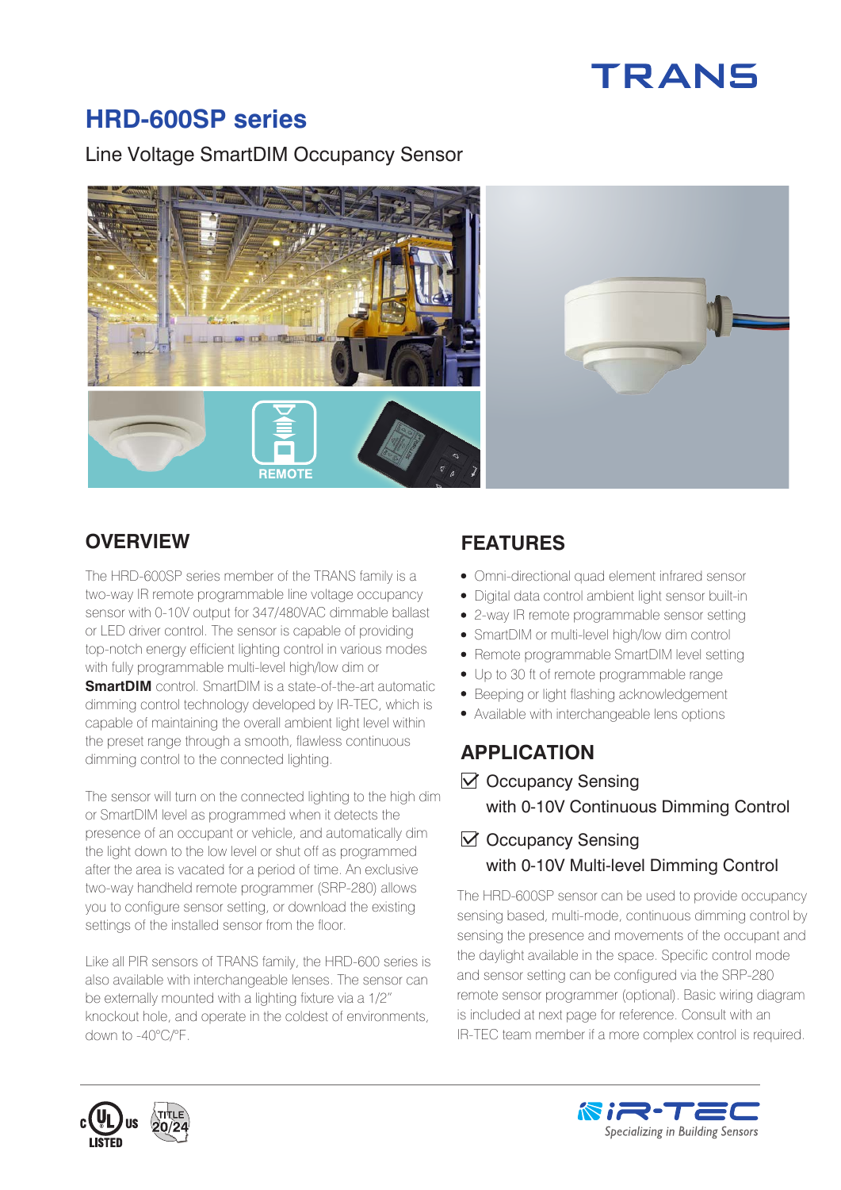TRANS

# HRD-600SP series

Line Voltage SmartDIM Occupancy Sensor

REMOTE

## OVERVIEW

The HRD-600SP series member of the TRANS family is a two-way IR remote programmable line voltage occupancy sensor with 0-10V output for 347/480VAC dimmable ballast or LED driver control. The sensor is capable of providing top-notch energy efficient lighting control in various modes with fully programmable multi-level high/low dim or **SmartDIM** control. SmartDIM is a state-of-the-art automatic dimming control technology developed by IR-TEC, which is capable of maintaining the overall ambient light level within the preset range through a smooth, flawless continuous dimming control to the connected lighting.

The sensor will turn on the connected lighting to the high dim or SmartDIM level as programmed when it detects the presence of an occupant or vehicle, and automatically dim the light down to the low level or shut off as programmed after the area is vacated for a period of time. An exclusive two-way handheld remote programmer (SRP-280) allows you to configure sensor setting, or download the existing settings of the installed sensor from the floor.

Like all PIR sensors of TRANS family, the HRD-600 series is also available with interchangeable lenses. The sensor can be externally mounted with a lighting fixture via a 1/2" knockout hole, and operate in the coldest of environments, down to -40°C/°F.

## FEATURES

- Omni-directional quad element infrared sensor
- Digital data control ambient light sensor built-in
- 2-way IR remote programmable sensor setting
- SmartDIM or multi-level high/low dim control
- Remote programmable SmartDIM level setting
- Up to 30 ft of remote programmable range
- Beeping or light flashing acknowledgement
- Available with interchangeable lens options

## APPLICATION

☑ Occupancy Sensing with 0-10V Continuous Dimming Control

☑ Occupancy Sensing with 0-10V Multi-level Dimming Control

The HRD-600SP sensor can be used to provide occupancy sensing based, multi-mode, continuous dimming control by sensing the presence and movements of the occupant and the daylight available in the space. Specific control mode and sensor setting can be configured via the SRP-280 remote sensor programmer (optional). Basic wiring diagram is included at next page for reference. Consult with an IR-TEC team member if a more complex control is required.

c UL US LISTED — TITLE 20/24

iR-TEC Specializing in Building Sensors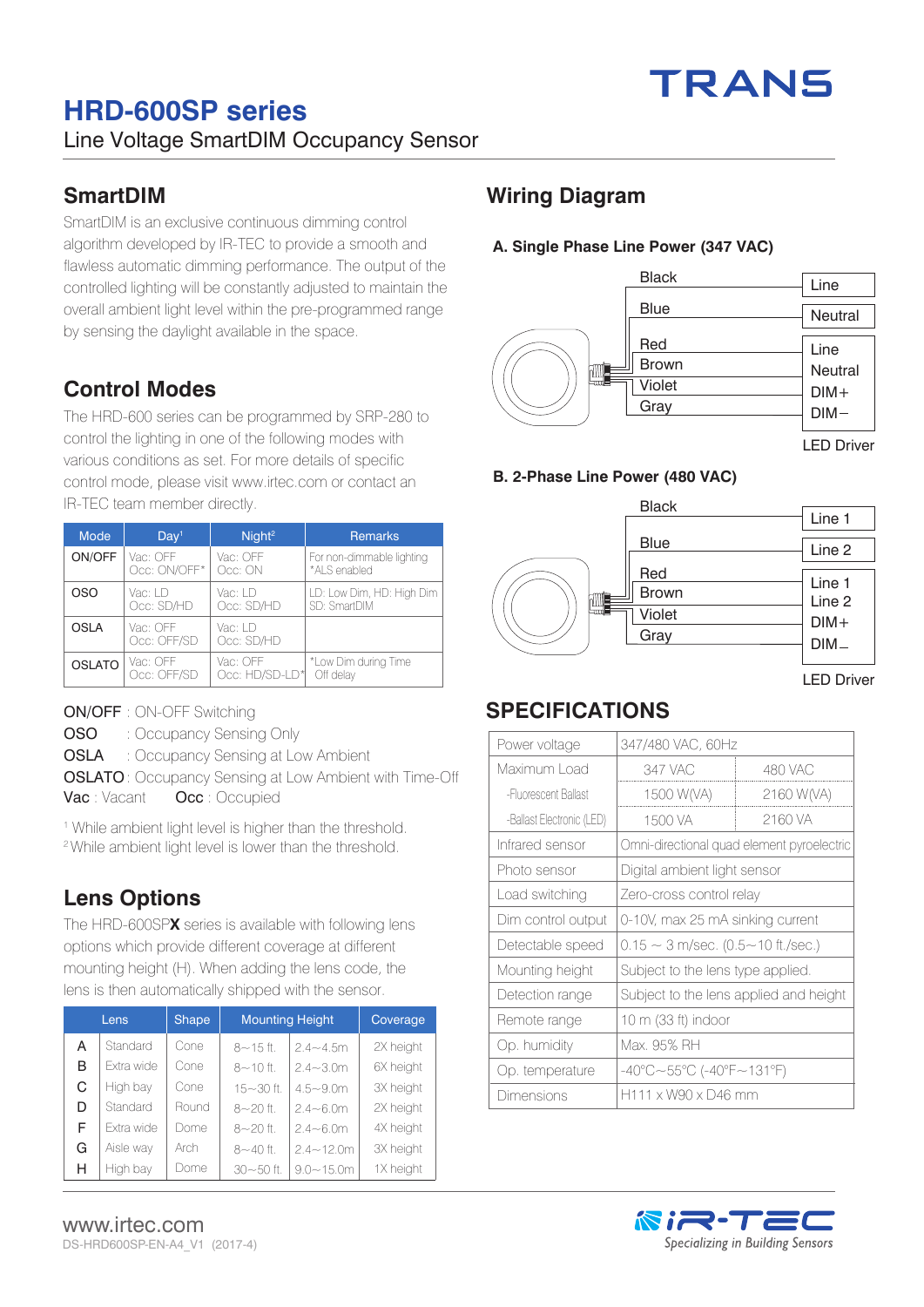# HRD-600SP series

Line Voltage SmartDIM Occupancy Sensor

## SmartDIM

SmartDIM is an exclusive continuous dimming control algorithm developed by IR-TEC to provide a smooth and flawless automatic dimming performance. The output of the controlled lighting will be constantly adjusted to maintain the overall ambient light level within the pre-programmed range by sensing the daylight available in the space.

## Control Modes

The HRD-600 series can be programmed by SRP-280 to control the lighting in one of the following modes with various conditions as set. For more details of specific control mode, please visit www.irtec.com or contact an IR-TEC team member directly.

| Mode | Day[1] | Night[2] | Remarks |
|---|---|---|---|
| ON/OFF | Vac: OFF<br>Occ: ON/OFF* | Vac: OFF<br>Occ: ON | For non-dimmable lighting<br>*ALS enabled |
| OSO | Vac: LD<br>Occ: SD/HD | Vac: LD<br>Occ: SD/HD | LD: Low Dim, HD: High Dim<br>SD: SmartDIM |
| OSLA | Vac: OFF<br>Occ: OFF/SD | Vac: LD<br>Occ: SD/HD | |
| OSLATO | Vac: OFF<br>Occ: OFF/SD | Vac: OFF<br>Occ: HD/SD-LD* | *Low Dim during Time Off delay |

**ON/OFF** : ON-OFF Switching
**OSO** : Occupancy Sensing Only
**OSLA** : Occupancy Sensing at Low Ambient
**OSLATO**: Occupancy Sensing at Low Ambient with Time-Off
**Vac** : Vacant **Occ** : Occupied

[1] While ambient light level is higher than the threshold.
[2] While ambient light level is lower than the threshold.

## Lens Options

The HRD-600SP**X** series is available with following lens options which provide different coverage at different mounting height (H). When adding the lens code, the lens is then automatically shipped with the sensor.

| Lens | | Shape | Mounting Height | | Coverage |
|---|---|---|---|---|---|
| A | Standard | Cone | 8~15 ft. | 2.4~4.5m | 2X height |
| B | Extra wide | Cone | 8~10 ft. | 2.4~3.0m | 6X height |
| C | High bay | Cone | 15~30 ft. | 4.5~9.0m | 3X height |
| D | Standard | Round | 8~20 ft. | 2.4~6.0m | 2X height |
| F | Extra wide | Dome | 8~20 ft. | 2.4~6.0m | 4X height |
| G | Aisle way | Arch | 8~40 ft. | 2.4~12.0m | 3X height |
| H | High bay | Dome | 30~50 ft. | 9.0~15.0m | 1X height |

## Wiring Diagram

**A. Single Phase Line Power (347 VAC)**

Black — Line
Blue — Neutral
Red — Line
Brown — Neutral
Violet — DIM+
Gray — DIM−
LED Driver

**B. 2-Phase Line Power (480 VAC)**

Black — Line 1
Blue — Line 2
Red — Line 1
Brown — Line 2
Violet — DIM+
Gray — DIM−
LED Driver

## SPECIFICATIONS

| | | |
|---|---|---|
| Power voltage | 347/480 VAC, 60Hz | |
| Maximum Load | 347 VAC | 480 VAC |
| -Fluorescent Ballast | 1500 W(VA) | 2160 W(VA) |
| -Ballast Electronic (LED) | 1500 VA | 2160 VA |
| Infrared sensor | Omni-directional quad element pyroelectric | |
| Photo sensor | Digital ambient light sensor | |
| Load switching | Zero-cross control relay | |
| Dim control output | 0-10V, max 25 mA sinking current | |
| Detectable speed | 0.15 ~ 3 m/sec. (0.5~10 ft./sec.) | |
| Mounting height | Subject to the lens type applied. | |
| Detection range | Subject to the lens applied and height | |
| Remote range | 10 m (33 ft) indoor | |
| Op. humidity | Max. 95% RH | |
| Op. temperature | -40°C~55°C (-40°F~131°F) | |
| Dimensions | H111 x W90 x D46 mm | |

www.irtec.com
DS-HRD600SP-EN-A4_V1 (2017-4)

IR-TEC Specializing in Building Sensors